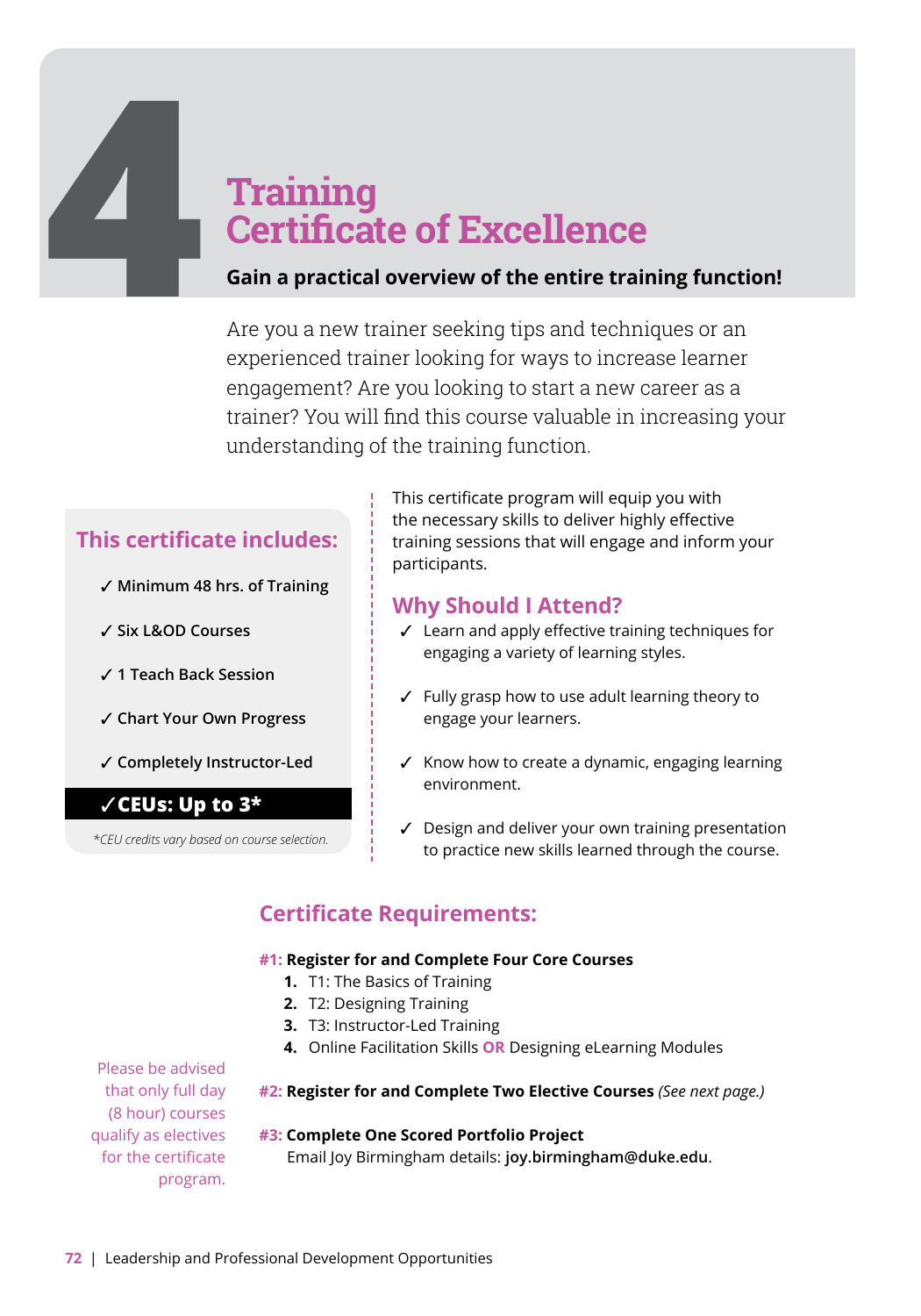# 4 Training Certificate of Excellence

**Gain a practical overview of the entire training function!**

Are you a new trainer seeking tips and techniques or an experienced trainer looking for ways to increase learner engagement? Are you looking to start a new career as a trainer? You will find this course valuable in increasing your understanding of the training function.

## This certificate includes:

- ✓ Minimum 48 hrs. of Training
- ✓ Six L&OD Courses
- ✓ 1 Teach Back Session
- ✓ Chart Your Own Progress
- ✓ Completely Instructor-Led
- **✓CEUs: Up to 3***

*\*CEU credits vary based on course selection.*

This certificate program will equip you with the necessary skills to deliver highly effective training sessions that will engage and inform your participants.

## Why Should I Attend?

- ✓ Learn and apply effective training techniques for engaging a variety of learning styles.
- ✓ Fully grasp how to use adult learning theory to engage your learners.
- ✓ Know how to create a dynamic, engaging learning environment.
- ✓ Design and deliver your own training presentation to practice new skills learned through the course.

## Certificate Requirements:

**#1: Register for and Complete Four Core Courses**

1. T1: The Basics of Training
2. T2: Designing Training
3. T3: Instructor-Led Training
4. Online Facilitation Skills **OR** Designing eLearning Modules

**#2: Register for and Complete Two Elective Courses** *(See next page.)*

**#3: Complete One Scored Portfolio Project**
Email Joy Birmingham details: **joy.birmingham@duke.edu**.

Please be advised that only full day (8 hour) courses qualify as electives for the certificate program.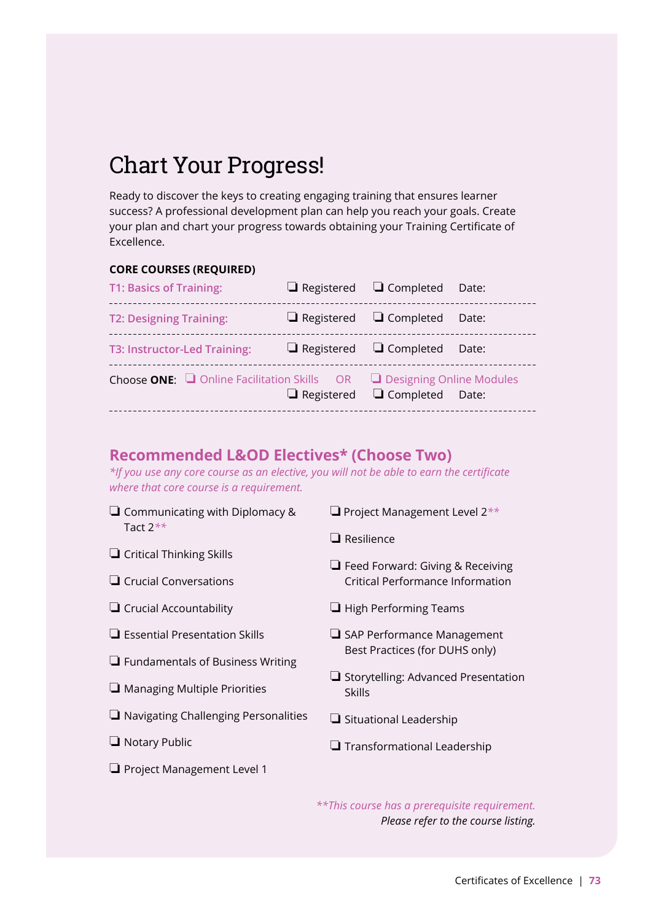# Chart Your Progress!

Ready to discover the keys to creating engaging training that ensures learner success? A professional development plan can help you reach your goals. Create your plan and chart your progress towards obtaining your Training Certificate of Excellence.

**CORE COURSES (REQUIRED)**

| | | | |
|---|---|---|---|
| T1: Basics of Training: | ❑ Registered | ❑ Completed | Date: |
| T2: Designing Training: | ❑ Registered | ❑ Completed | Date: |
| T3: Instructor-Led Training: | ❑ Registered | ❑ Completed | Date: |
| Choose **ONE**: ❑ Online Facilitation Skills OR ❑ Designing Online Modules | ❑ Registered | ❑ Completed | Date: |

## Recommended L&OD Electives* (Choose Two)

*\*If you use any core course as an elective, you will not be able to earn the certificate where that core course is a requirement.*

- ❑ Communicating with Diplomacy & Tact 2**
- ❑ Critical Thinking Skills
- ❑ Crucial Conversations
- ❑ Crucial Accountability
- ❑ Essential Presentation Skills
- ❑ Fundamentals of Business Writing
- ❑ Managing Multiple Priorities
- ❑ Navigating Challenging Personalities
- ❑ Notary Public
- ❑ Project Management Level 1
- ❑ Project Management Level 2**
- ❑ Resilience
- ❑ Feed Forward: Giving & Receiving Critical Performance Information
- ❑ High Performing Teams
- ❑ SAP Performance Management Best Practices (for DUHS only)
- ❑ Storytelling: Advanced Presentation Skills
- ❑ Situational Leadership
- ❑ Transformational Leadership

*\*\*This course has a prerequisite requirement. Please refer to the course listing.*